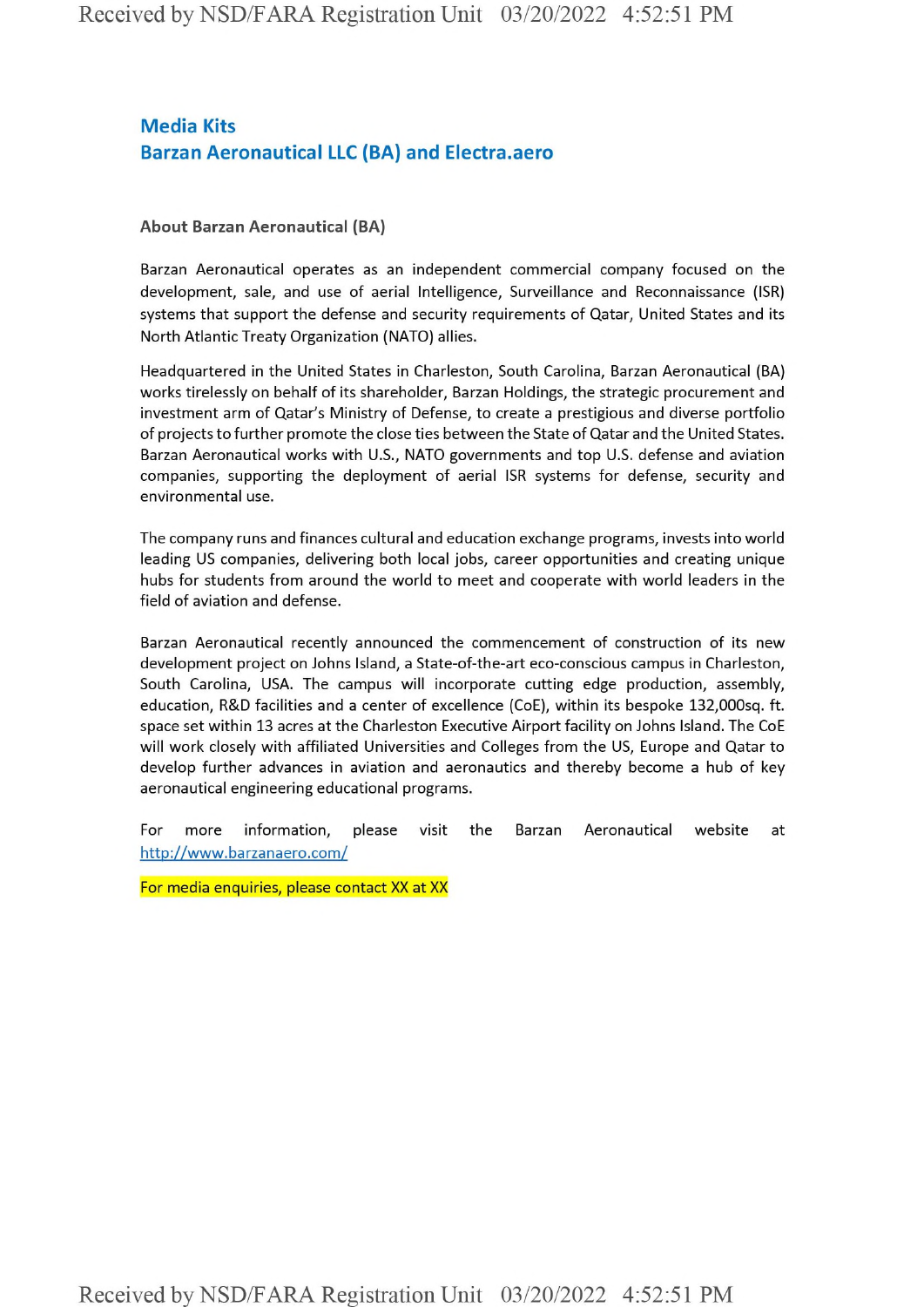# Media Kits
## Barzan Aeronautical LLC (BA) and Electra.aero

### About Barzan Aeronautical (BA)

Barzan Aeronautical operates as an independent commercial company focused on the development, sale, and use of aerial Intelligence, Surveillance and Reconnaissance (ISR) systems that support the defense and security requirements of Qatar, United States and its North Atlantic Treaty Organization (NATO) allies.

Headquartered in the United States in Charleston, South Carolina, Barzan Aeronautical (BA) works tirelessly on behalf of its shareholder, Barzan Holdings, the strategic procurement and investment arm of Qatar's Ministry of Defense, to create a prestigious and diverse portfolio of projects to further promote the close ties between the State of Qatar and the United States. Barzan Aeronautical works with U.S., NATO governments and top U.S. defense and aviation companies, supporting the deployment of aerial ISR systems for defense, security and environmental use.

The company runs and finances cultural and education exchange programs, invests into world leading US companies, delivering both local jobs, career opportunities and creating unique hubs for students from around the world to meet and cooperate with world leaders in the field of aviation and defense.

Barzan Aeronautical recently announced the commencement of construction of its new development project on Johns Island, a State-of-the-art eco-conscious campus in Charleston, South Carolina, USA. The campus will incorporate cutting edge production, assembly, education, R&D facilities and a center of excellence (CoE), within its bespoke 132,000sq. ft. space set within 13 acres at the Charleston Executive Airport facility on Johns Island. The CoE will work closely with affiliated Universities and Colleges from the US, Europe and Qatar to develop further advances in aviation and aeronautics and thereby become a hub of key aeronautical engineering educational programs.

For more information, please visit the Barzan Aeronautical website at http://www.barzanaero.com/

For media enquiries, please contact XX at XX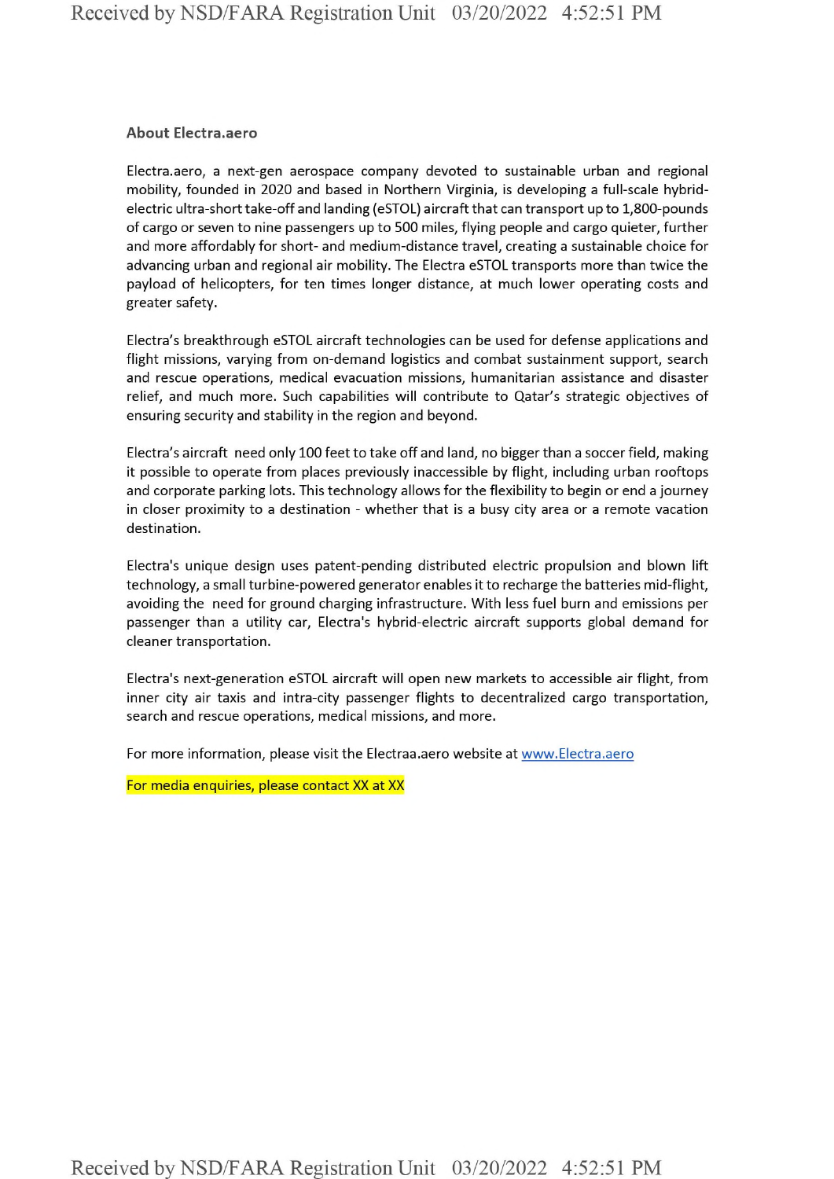**About Electra.aero**

Electra.aero, a next-gen aerospace company devoted to sustainable urban and regional mobility, founded in 2020 and based in Northern Virginia, is developing a full-scale hybrid-electric ultra-short take-off and landing (eSTOL) aircraft that can transport up to 1,800-pounds of cargo or seven to nine passengers up to 500 miles, flying people and cargo quieter, further and more affordably for short- and medium-distance travel, creating a sustainable choice for advancing urban and regional air mobility. The Electra eSTOL transports more than twice the payload of helicopters, for ten times longer distance, at much lower operating costs and greater safety.

Electra's breakthrough eSTOL aircraft technologies can be used for defense applications and flight missions, varying from on-demand logistics and combat sustainment support, search and rescue operations, medical evacuation missions, humanitarian assistance and disaster relief, and much more. Such capabilities will contribute to Qatar's strategic objectives of ensuring security and stability in the region and beyond.

Electra's aircraft need only 100 feet to take off and land, no bigger than a soccer field, making it possible to operate from places previously inaccessible by flight, including urban rooftops and corporate parking lots. This technology allows for the flexibility to begin or end a journey in closer proximity to a destination - whether that is a busy city area or a remote vacation destination.

Electra's unique design uses patent-pending distributed electric propulsion and blown lift technology, a small turbine-powered generator enables it to recharge the batteries mid-flight, avoiding the need for ground charging infrastructure. With less fuel burn and emissions per passenger than a utility car, Electra's hybrid-electric aircraft supports global demand for cleaner transportation.

Electra's next-generation eSTOL aircraft will open new markets to accessible air flight, from inner city air taxis and intra-city passenger flights to decentralized cargo transportation, search and rescue operations, medical missions, and more.

For more information, please visit the Electraa.aero website at www.Electra.aero

For media enquiries, please contact XX at XX